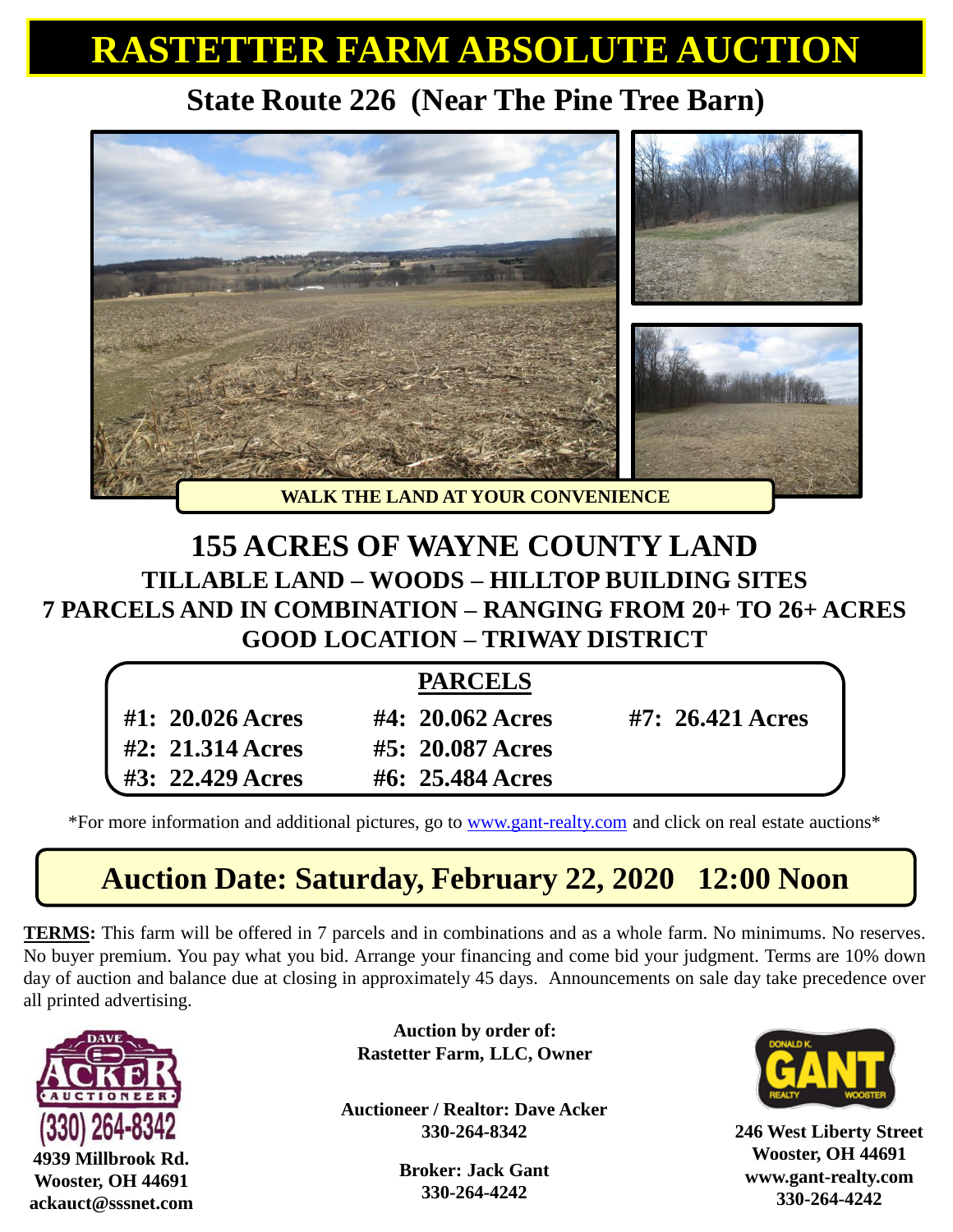# RASTETTER FARM ABSOLUTE AUCTION

## State Route 226 (Near The Pine Tree Barn)

**WALK THE LAND AT YOUR CONVENIENCE**

## 155 ACRES OF WAYNE COUNTY LAND

### TILLABLE LAND – WOODS – HILLTOP BUILDING SITES
### 7 PARCELS AND IN COMBINATION – RANGING FROM 20+ TO 26+ ACRES
### GOOD LOCATION – TRIWAY DISTRICT

**PARCELS**

| | | |
|---|---|---|
| **#1: 20.026 Acres** | **#4: 20.062 Acres** | **#7: 26.421 Acres** |
| **#2: 21.314 Acres** | **#5: 20.087 Acres** | |
| **#3: 22.429 Acres** | **#6: 25.484 Acres** | |

*For more information and additional pictures, go to www.gant-realty.com and click on real estate auctions*

## Auction Date: Saturday, February 22, 2020 12:00 Noon

**TERMS:** This farm will be offered in 7 parcels and in combinations and as a whole farm. No minimums. No reserves. No buyer premium. You pay what you bid. Arrange your financing and come bid your judgment. Terms are 10% down day of auction and balance due at closing in approximately 45 days. Announcements on sale day take precedence over all printed advertising.

DAVE ACKER AUCTIONEER
(330) 264-8342
**4939 Millbrook Rd.**
**Wooster, OH 44691**
**ackauct@sssnet.com**

**Auction by order of:**
**Rastetter Farm, LLC, Owner**

**Auctioneer / Realtor: Dave Acker**
**330-264-8342**

**Broker: Jack Gant**
**330-264-4242**

DONALD K. GANT REALTY WOOSTER
**246 West Liberty Street**
**Wooster, OH 44691**
**www.gant-realty.com**
**330-264-4242**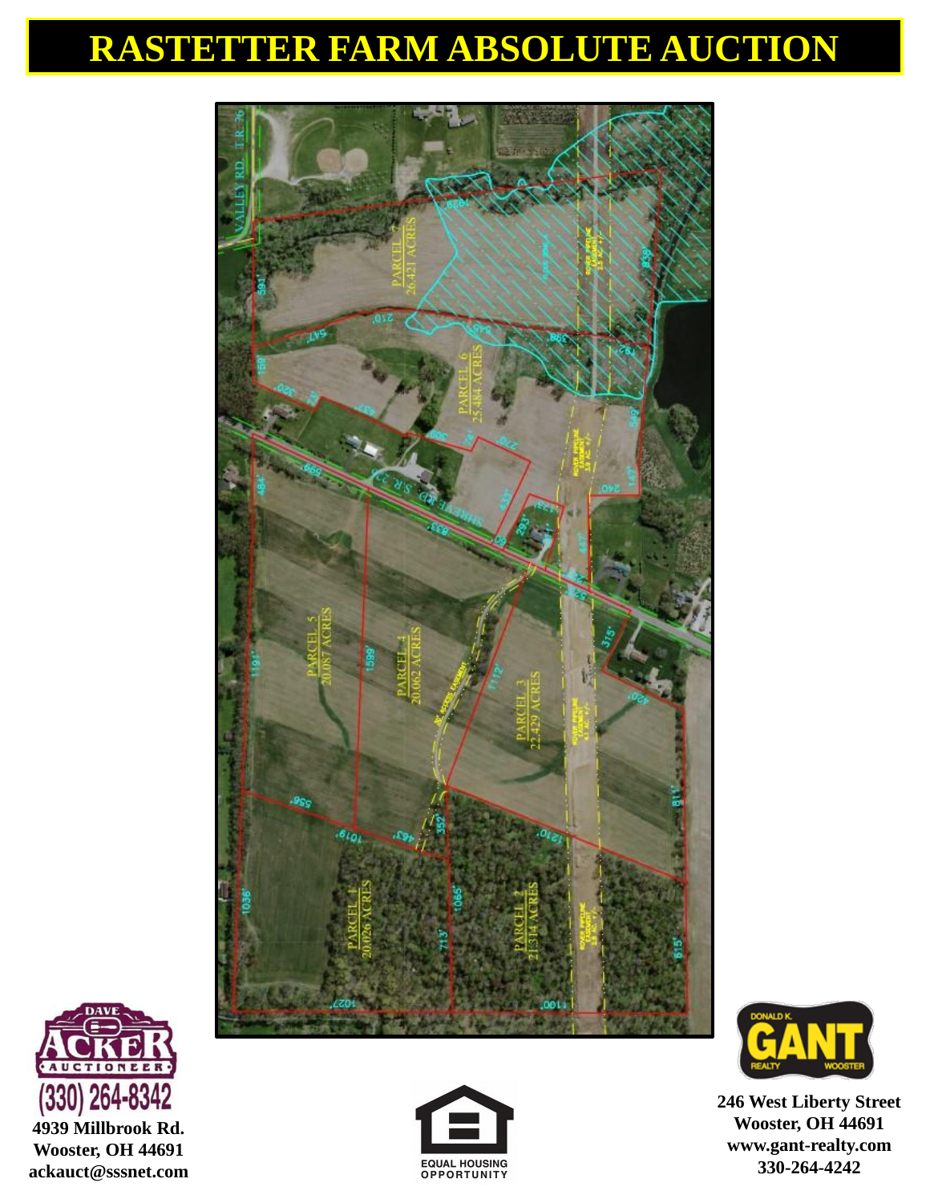# RASTETTER FARM ABSOLUTE AUCTION

VALLEY RD. T.R. 76

PARCEL 7
26.421 ACRES

PARCEL 6
25.484 ACRES

PARCEL 5
20.087 ACRES

PARCEL 4
20.062 ACRES

PARCEL 3
22.429 ACRES

PARCEL 1
20.026 ACRES

PARCEL 2
21.314 ACRES

SHREVE RD. S.R. 226

30' ACCESS EASEMENT

ROVER PIPELINE EASEMENT

DAVE ACKER AUCTIONEER
(330) 264-8342
**4939 Millbrook Rd.**
**Wooster, OH 44691**
**ackauct@sssnet.com**

EQUAL HOUSING OPPORTUNITY

DONALD K. GANT REALTY WOOSTER
**246 West Liberty Street**
**Wooster, OH 44691**
**www.gant-realty.com**
**330-264-4242**